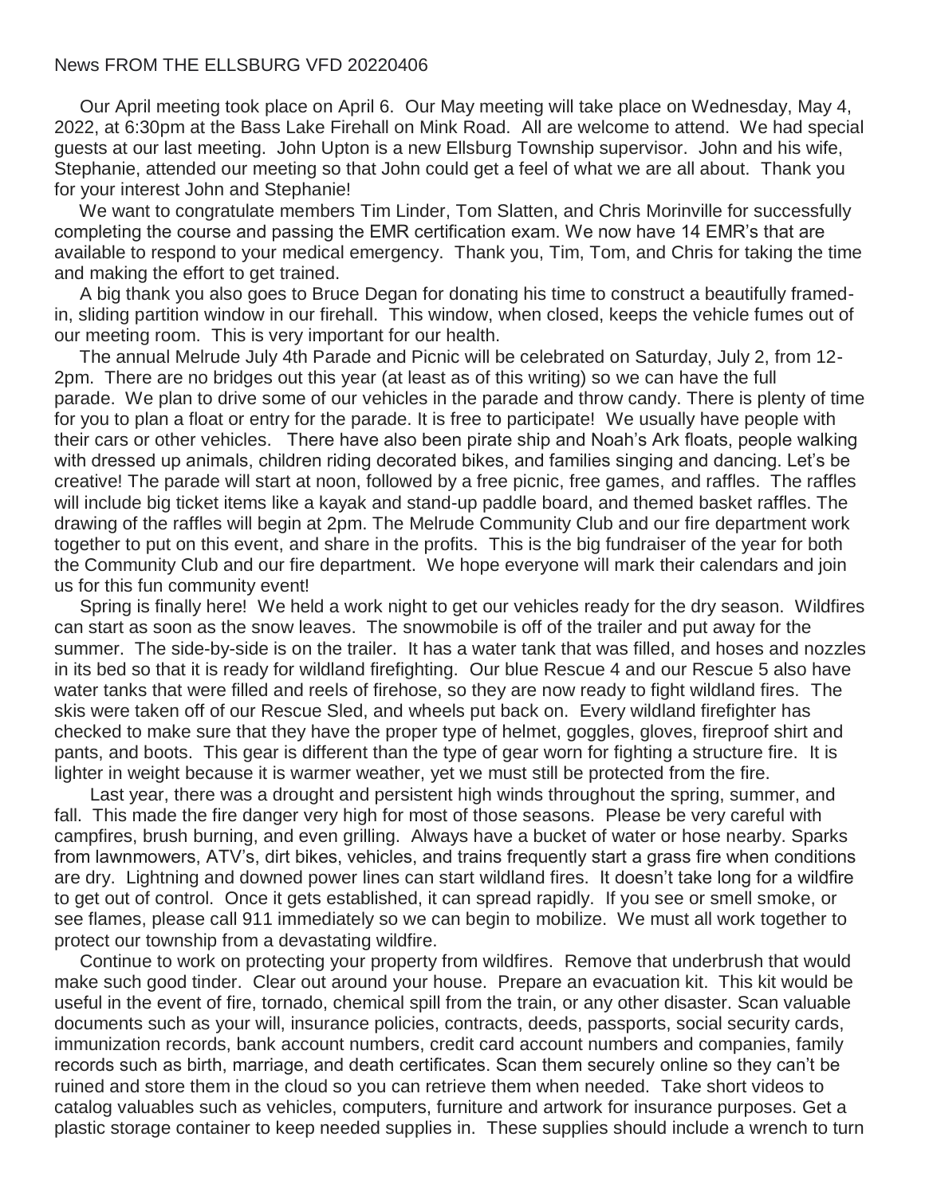News FROM THE ELLSBURG VFD 20220406

Our April meeting took place on April 6. Our May meeting will take place on Wednesday, May 4, 2022, at 6:30pm at the Bass Lake Firehall on Mink Road. All are welcome to attend. We had special guests at our last meeting. John Upton is a new Ellsburg Township supervisor. John and his wife, Stephanie, attended our meeting so that John could get a feel of what we are all about. Thank you for your interest John and Stephanie!

We want to congratulate members Tim Linder, Tom Slatten, and Chris Morinville for successfully completing the course and passing the EMR certification exam. We now have 14 EMR's that are available to respond to your medical emergency. Thank you, Tim, Tom, and Chris for taking the time and making the effort to get trained.

A big thank you also goes to Bruce Degan for donating his time to construct a beautifully framed-in, sliding partition window in our firehall. This window, when closed, keeps the vehicle fumes out of our meeting room. This is very important for our health.

The annual Melrude July 4th Parade and Picnic will be celebrated on Saturday, July 2, from 12-2pm. There are no bridges out this year (at least as of this writing) so we can have the full parade. We plan to drive some of our vehicles in the parade and throw candy. There is plenty of time for you to plan a float or entry for the parade. It is free to participate! We usually have people with their cars or other vehicles. There have also been pirate ship and Noah's Ark floats, people walking with dressed up animals, children riding decorated bikes, and families singing and dancing. Let's be creative! The parade will start at noon, followed by a free picnic, free games, and raffles. The raffles will include big ticket items like a kayak and stand-up paddle board, and themed basket raffles. The drawing of the raffles will begin at 2pm. The Melrude Community Club and our fire department work together to put on this event, and share in the profits. This is the big fundraiser of the year for both the Community Club and our fire department. We hope everyone will mark their calendars and join us for this fun community event!

Spring is finally here! We held a work night to get our vehicles ready for the dry season. Wildfires can start as soon as the snow leaves. The snowmobile is off of the trailer and put away for the summer. The side-by-side is on the trailer. It has a water tank that was filled, and hoses and nozzles in its bed so that it is ready for wildland firefighting. Our blue Rescue 4 and our Rescue 5 also have water tanks that were filled and reels of firehose, so they are now ready to fight wildland fires. The skis were taken off of our Rescue Sled, and wheels put back on. Every wildland firefighter has checked to make sure that they have the proper type of helmet, goggles, gloves, fireproof shirt and pants, and boots. This gear is different than the type of gear worn for fighting a structure fire. It is lighter in weight because it is warmer weather, yet we must still be protected from the fire.

Last year, there was a drought and persistent high winds throughout the spring, summer, and fall. This made the fire danger very high for most of those seasons. Please be very careful with campfires, brush burning, and even grilling. Always have a bucket of water or hose nearby. Sparks from lawnmowers, ATV's, dirt bikes, vehicles, and trains frequently start a grass fire when conditions are dry. Lightning and downed power lines can start wildland fires. It doesn't take long for a wildfire to get out of control. Once it gets established, it can spread rapidly. If you see or smell smoke, or see flames, please call 911 immediately so we can begin to mobilize. We must all work together to protect our township from a devastating wildfire.

Continue to work on protecting your property from wildfires. Remove that underbrush that would make such good tinder. Clear out around your house. Prepare an evacuation kit. This kit would be useful in the event of fire, tornado, chemical spill from the train, or any other disaster. Scan valuable documents such as your will, insurance policies, contracts, deeds, passports, social security cards, immunization records, bank account numbers, credit card account numbers and companies, family records such as birth, marriage, and death certificates. Scan them securely online so they can't be ruined and store them in the cloud so you can retrieve them when needed. Take short videos to catalog valuables such as vehicles, computers, furniture and artwork for insurance purposes. Get a plastic storage container to keep needed supplies in. These supplies should include a wrench to turn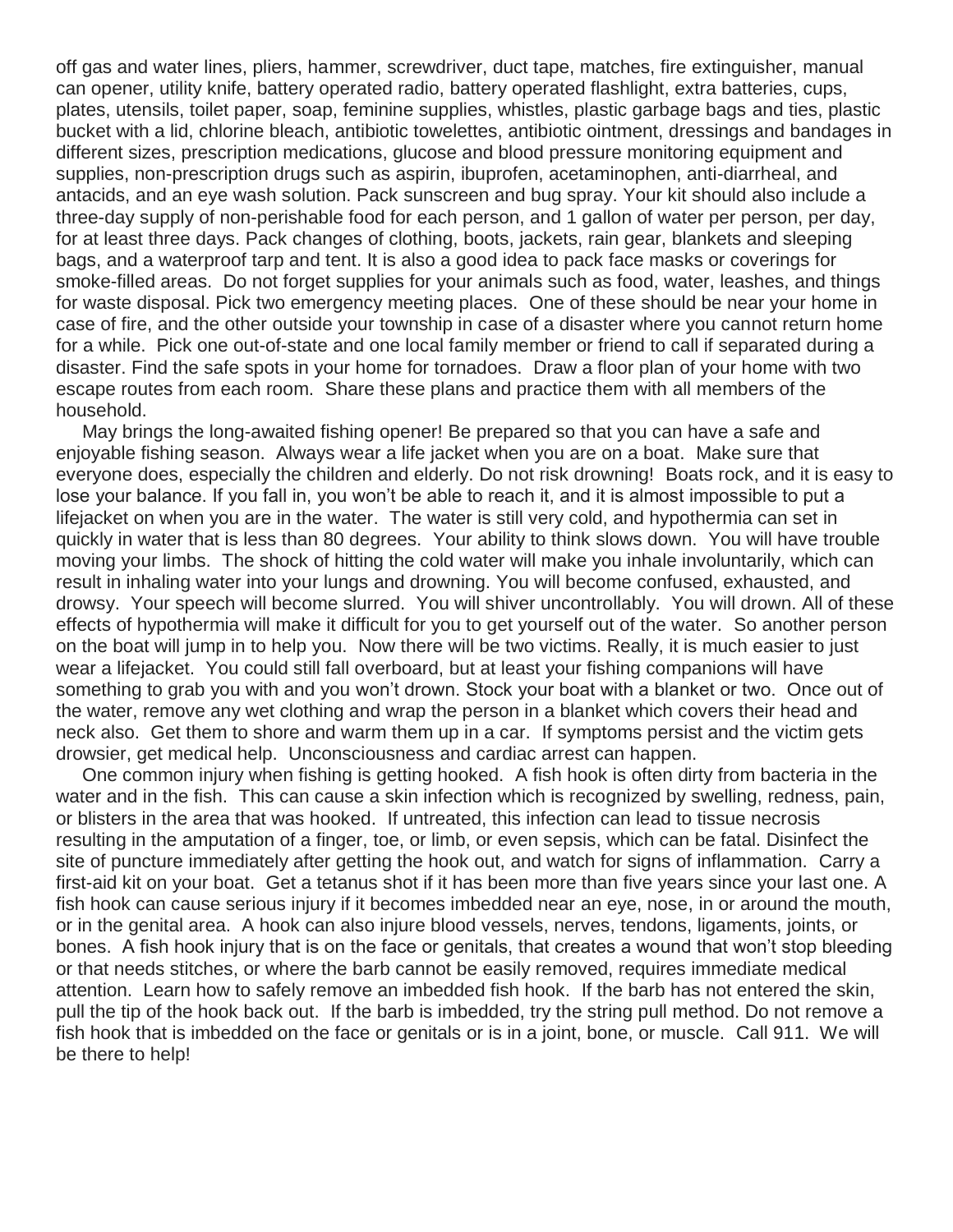off gas and water lines, pliers, hammer, screwdriver, duct tape, matches, fire extinguisher, manual can opener, utility knife, battery operated radio, battery operated flashlight, extra batteries, cups, plates, utensils, toilet paper, soap, feminine supplies, whistles, plastic garbage bags and ties, plastic bucket with a lid, chlorine bleach, antibiotic towelettes, antibiotic ointment, dressings and bandages in different sizes, prescription medications, glucose and blood pressure monitoring equipment and supplies, non-prescription drugs such as aspirin, ibuprofen, acetaminophen, anti-diarrheal, and antacids, and an eye wash solution. Pack sunscreen and bug spray. Your kit should also include a three-day supply of non-perishable food for each person, and 1 gallon of water per person, per day, for at least three days. Pack changes of clothing, boots, jackets, rain gear, blankets and sleeping bags, and a waterproof tarp and tent. It is also a good idea to pack face masks or coverings for smoke-filled areas. Do not forget supplies for your animals such as food, water, leashes, and things for waste disposal. Pick two emergency meeting places. One of these should be near your home in case of fire, and the other outside your township in case of a disaster where you cannot return home for a while. Pick one out-of-state and one local family member or friend to call if separated during a disaster. Find the safe spots in your home for tornadoes. Draw a floor plan of your home with two escape routes from each room. Share these plans and practice them with all members of the household.

May brings the long-awaited fishing opener! Be prepared so that you can have a safe and enjoyable fishing season. Always wear a life jacket when you are on a boat. Make sure that everyone does, especially the children and elderly. Do not risk drowning! Boats rock, and it is easy to lose your balance. If you fall in, you won't be able to reach it, and it is almost impossible to put a lifejacket on when you are in the water. The water is still very cold, and hypothermia can set in quickly in water that is less than 80 degrees. Your ability to think slows down. You will have trouble moving your limbs. The shock of hitting the cold water will make you inhale involuntarily, which can result in inhaling water into your lungs and drowning. You will become confused, exhausted, and drowsy. Your speech will become slurred. You will shiver uncontrollably. You will drown. All of these effects of hypothermia will make it difficult for you to get yourself out of the water. So another person on the boat will jump in to help you. Now there will be two victims. Really, it is much easier to just wear a lifejacket. You could still fall overboard, but at least your fishing companions will have something to grab you with and you won't drown. Stock your boat with a blanket or two. Once out of the water, remove any wet clothing and wrap the person in a blanket which covers their head and neck also. Get them to shore and warm them up in a car. If symptoms persist and the victim gets drowsier, get medical help. Unconsciousness and cardiac arrest can happen.

One common injury when fishing is getting hooked. A fish hook is often dirty from bacteria in the water and in the fish. This can cause a skin infection which is recognized by swelling, redness, pain, or blisters in the area that was hooked. If untreated, this infection can lead to tissue necrosis resulting in the amputation of a finger, toe, or limb, or even sepsis, which can be fatal. Disinfect the site of puncture immediately after getting the hook out, and watch for signs of inflammation. Carry a first-aid kit on your boat. Get a tetanus shot if it has been more than five years since your last one. A fish hook can cause serious injury if it becomes imbedded near an eye, nose, in or around the mouth, or in the genital area. A hook can also injure blood vessels, nerves, tendons, ligaments, joints, or bones. A fish hook injury that is on the face or genitals, that creates a wound that won't stop bleeding or that needs stitches, or where the barb cannot be easily removed, requires immediate medical attention. Learn how to safely remove an imbedded fish hook. If the barb has not entered the skin, pull the tip of the hook back out. If the barb is imbedded, try the string pull method. Do not remove a fish hook that is imbedded on the face or genitals or is in a joint, bone, or muscle. Call 911. We will be there to help!